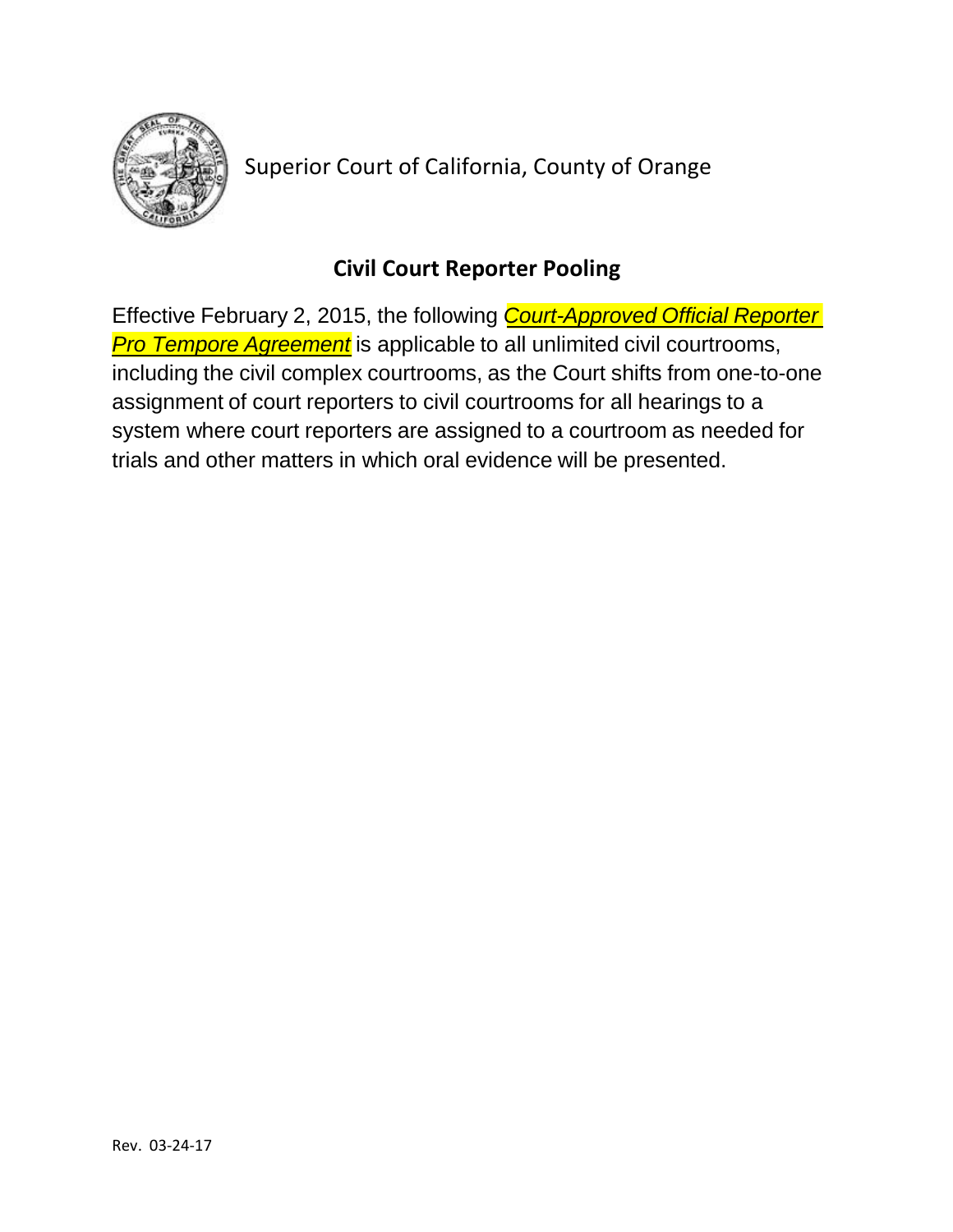Superior Court of California, County of Orange

## Civil Court Reporter Pooling

Effective February 2, 2015, the following ***Court-Approved Official Reporter Pro Tempore Agreement*** is applicable to all unlimited civil courtrooms, including the civil complex courtrooms, as the Court shifts from one-to-one assignment of court reporters to civil courtrooms for all hearings to a system where court reporters are assigned to a courtroom as needed for trials and other matters in which oral evidence will be presented.

Rev. 03-24-17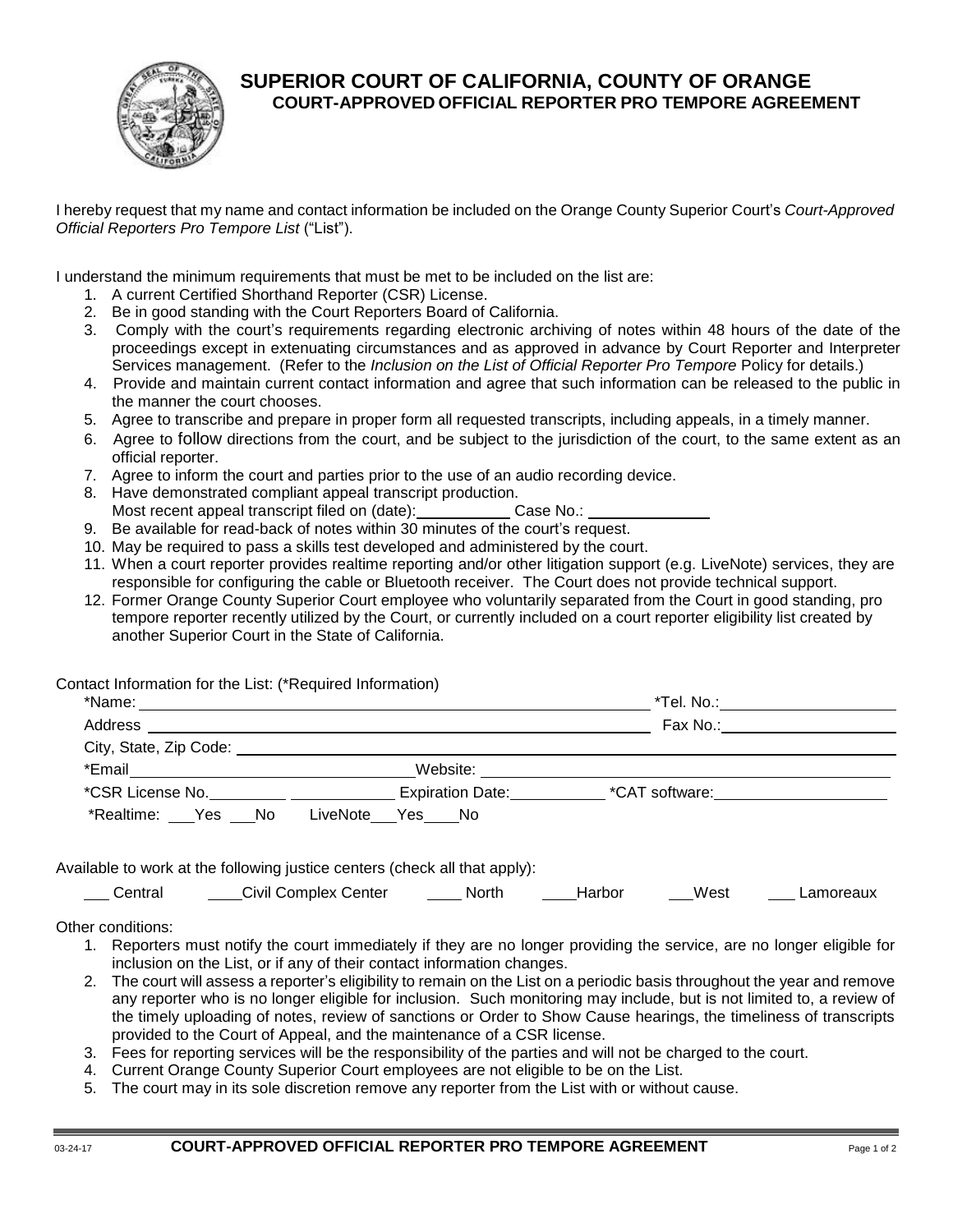# SUPERIOR COURT OF CALIFORNIA, COUNTY OF ORANGE

## COURT-APPROVED OFFICIAL REPORTER PRO TEMPORE AGREEMENT

I hereby request that my name and contact information be included on the Orange County Superior Court's *Court-Approved Official Reporters Pro Tempore List* ("List").

I understand the minimum requirements that must be met to be included on the list are:

1. A current Certified Shorthand Reporter (CSR) License.
2. Be in good standing with the Court Reporters Board of California.
3. Comply with the court's requirements regarding electronic archiving of notes within 48 hours of the date of the proceedings except in extenuating circumstances and as approved in advance by Court Reporter and Interpreter Services management. (Refer to the *Inclusion on the List of Official Reporter Pro Tempore* Policy for details.)
4. Provide and maintain current contact information and agree that such information can be released to the public in the manner the court chooses.
5. Agree to transcribe and prepare in proper form all requested transcripts, including appeals, in a timely manner.
6. Agree to follow directions from the court, and be subject to the jurisdiction of the court, to the same extent as an official reporter.
7. Agree to inform the court and parties prior to the use of an audio recording device.
8. Have demonstrated compliant appeal transcript production.
   Most recent appeal transcript filed on (date):__________ Case No.: ____________
9. Be available for read-back of notes within 30 minutes of the court's request.
10. May be required to pass a skills test developed and administered by the court.
11. When a court reporter provides realtime reporting and/or other litigation support (e.g. LiveNote) services, they are responsible for configuring the cable or Bluetooth receiver. The Court does not provide technical support.
12. Former Orange County Superior Court employee who voluntarily separated from the Court in good standing, pro tempore reporter recently utilized by the Court, or currently included on a court reporter eligibility list created by another Superior Court in the State of California.

Contact Information for the List: (*Required Information)

*Name: ________________________________________ *Tel. No.: ____________________

Address ________________________________________ Fax No.: ____________________

City, State, Zip Code: ____________________________________________________________

*Email ______________________________ Website: ______________________________________

*CSR License No. __________ __________ Expiration Date: __________ *CAT software: __________________

*Realtime: ___Yes ___No LiveNote___Yes____No

Available to work at the following justice centers (check all that apply):

___ Central ____Civil Complex Center ____ North ____Harbor ___West ___ Lamoreaux

Other conditions:

1. Reporters must notify the court immediately if they are no longer providing the service, are no longer eligible for inclusion on the List, or if any of their contact information changes.
2. The court will assess a reporter's eligibility to remain on the List on a periodic basis throughout the year and remove any reporter who is no longer eligible for inclusion. Such monitoring may include, but is not limited to, a review of the timely uploading of notes, review of sanctions or Order to Show Cause hearings, the timeliness of transcripts provided to the Court of Appeal, and the maintenance of a CSR license.
3. Fees for reporting services will be the responsibility of the parties and will not be charged to the court.
4. Current Orange County Superior Court employees are not eligible to be on the List.
5. The court may in its sole discretion remove any reporter from the List with or without cause.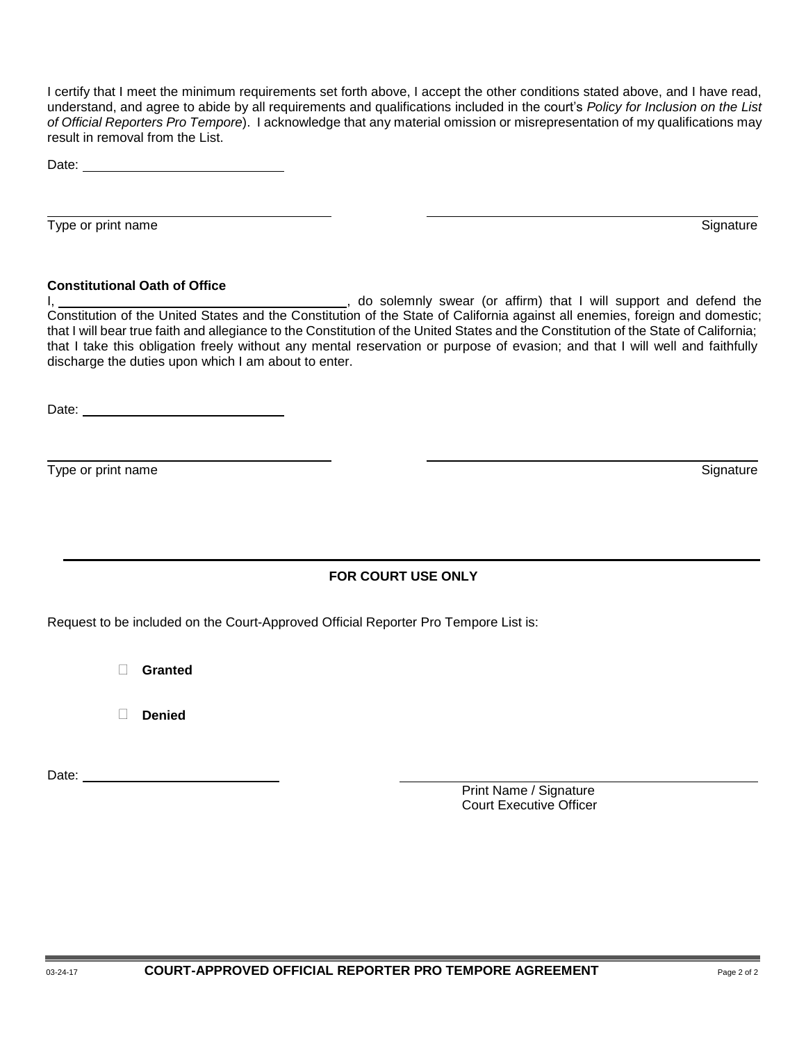I certify that I meet the minimum requirements set forth above, I accept the other conditions stated above, and I have read, understand, and agree to abide by all requirements and qualifications included in the court's *Policy for Inclusion on the List of Official Reporters Pro Tempore*). I acknowledge that any material omission or misrepresentation of my qualifications may result in removal from the List.

Date: ____________________________

______________________________________ ______________________________________

Type or print name Signature

**Constitutional Oath of Office**

I, ______________________________________, do solemnly swear (or affirm) that I will support and defend the Constitution of the United States and the Constitution of the State of California against all enemies, foreign and domestic; that I will bear true faith and allegiance to the Constitution of the United States and the Constitution of the State of California; that I take this obligation freely without any mental reservation or purpose of evasion; and that I will well and faithfully discharge the duties upon which I am about to enter.

Date: ____________________________

______________________________________ ______________________________________

Type or print name Signature

---

**FOR COURT USE ONLY**

Request to be included on the Court-Approved Official Reporter Pro Tempore List is:

- ☐ **Granted**
- ☐ **Denied**

Date: ____________________________ ______________________________________

Print Name / Signature
Court Executive Officer

03-24-17 **COURT-APPROVED OFFICIAL REPORTER PRO TEMPORE AGREEMENT**